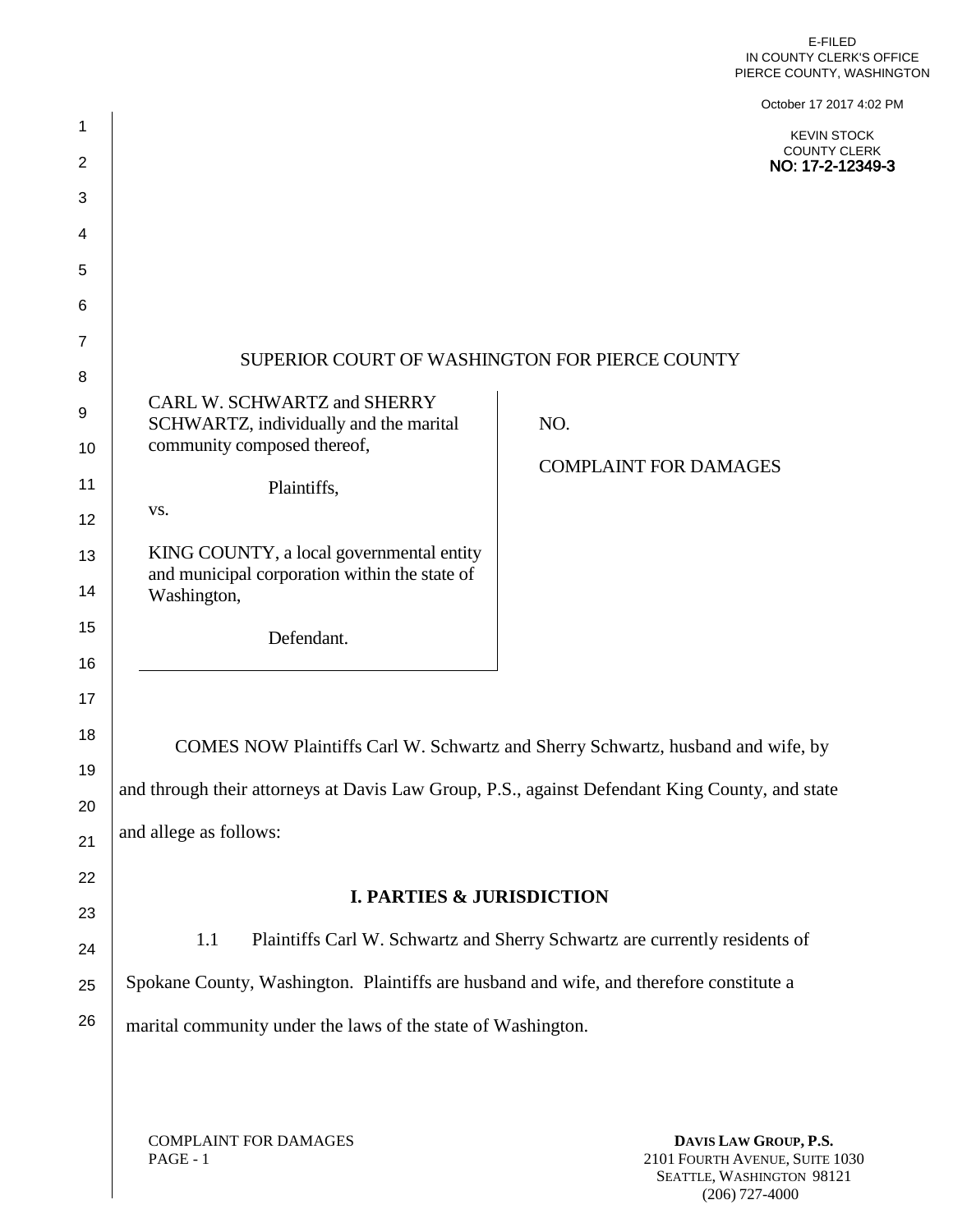E-FILED
IN COUNTY CLERK'S OFFICE
PIERCE COUNTY, WASHINGTON

October 17 2017 4:02 PM

KEVIN STOCK
COUNTY CLERK
NO: 17-2-12349-3

SUPERIOR COURT OF WASHINGTON FOR PIERCE COUNTY

| | |
|---|---|
| CARL W. SCHWARTZ and SHERRY SCHWARTZ, individually and the marital community composed thereof,<br><br>Plaintiffs,<br><br>vs.<br><br>KING COUNTY, a local governmental entity and municipal corporation within the state of Washington,<br><br>Defendant. | NO.<br><br>COMPLAINT FOR DAMAGES |

COMES NOW Plaintiffs Carl W. Schwartz and Sherry Schwartz, husband and wife, by and through their attorneys at Davis Law Group, P.S., against Defendant King County, and state and allege as follows:

## I. PARTIES & JURISDICTION

1.1 Plaintiffs Carl W. Schwartz and Sherry Schwartz are currently residents of Spokane County, Washington. Plaintiffs are husband and wife, and therefore constitute a marital community under the laws of the state of Washington.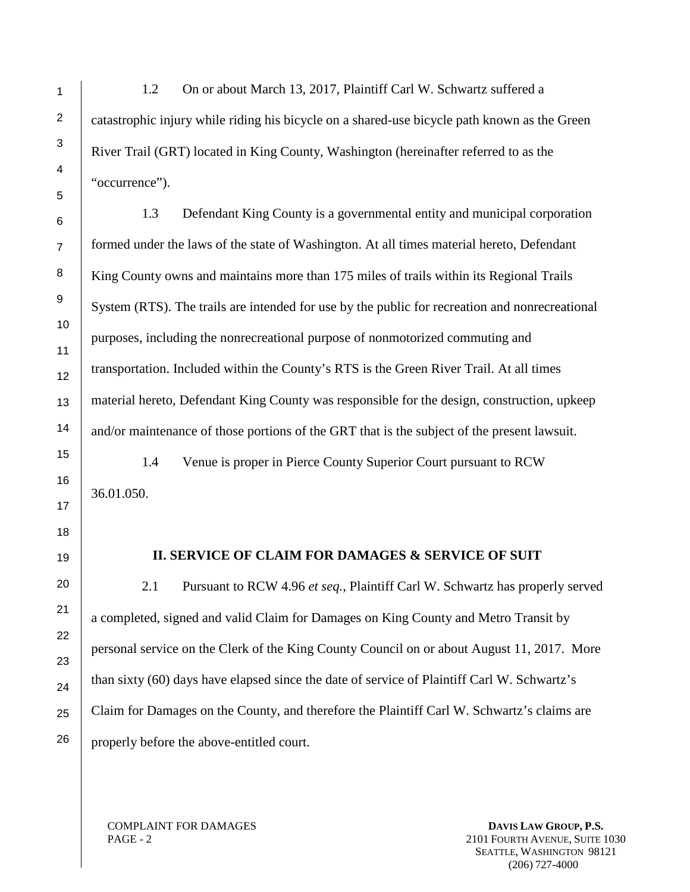1.2 On or about March 13, 2017, Plaintiff Carl W. Schwartz suffered a catastrophic injury while riding his bicycle on a shared-use bicycle path known as the Green River Trail (GRT) located in King County, Washington (hereinafter referred to as the "occurrence").

1.3 Defendant King County is a governmental entity and municipal corporation formed under the laws of the state of Washington. At all times material hereto, Defendant King County owns and maintains more than 175 miles of trails within its Regional Trails System (RTS). The trails are intended for use by the public for recreation and nonrecreational purposes, including the nonrecreational purpose of nonmotorized commuting and transportation. Included within the County's RTS is the Green River Trail. At all times material hereto, Defendant King County was responsible for the design, construction, upkeep and/or maintenance of those portions of the GRT that is the subject of the present lawsuit.

1.4 Venue is proper in Pierce County Superior Court pursuant to RCW 36.01.050.

## II. SERVICE OF CLAIM FOR DAMAGES & SERVICE OF SUIT

2.1 Pursuant to RCW 4.96 *et seq.*, Plaintiff Carl W. Schwartz has properly served a completed, signed and valid Claim for Damages on King County and Metro Transit by personal service on the Clerk of the King County Council on or about August 11, 2017. More than sixty (60) days have elapsed since the date of service of Plaintiff Carl W. Schwartz's Claim for Damages on the County, and therefore the Plaintiff Carl W. Schwartz's claims are properly before the above-entitled court.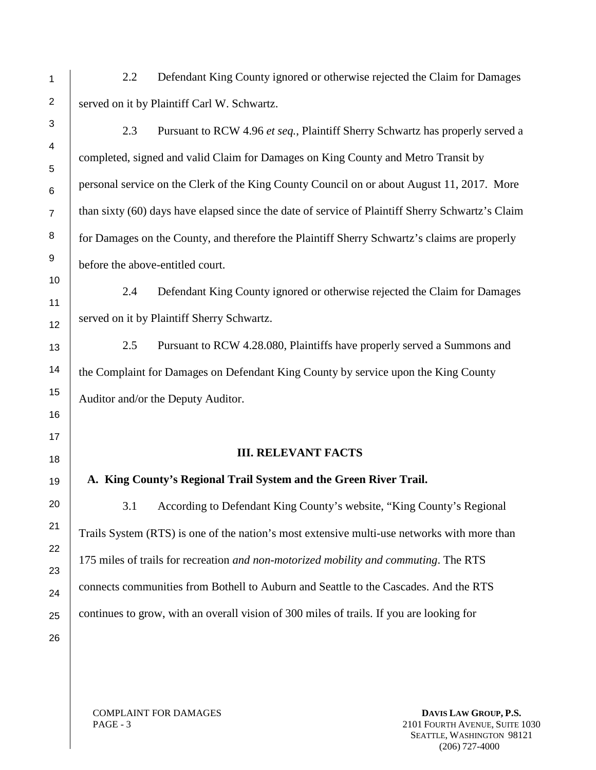2.2 Defendant King County ignored or otherwise rejected the Claim for Damages served on it by Plaintiff Carl W. Schwartz.

2.3 Pursuant to RCW 4.96 *et seq.*, Plaintiff Sherry Schwartz has properly served a completed, signed and valid Claim for Damages on King County and Metro Transit by personal service on the Clerk of the King County Council on or about August 11, 2017. More than sixty (60) days have elapsed since the date of service of Plaintiff Sherry Schwartz's Claim for Damages on the County, and therefore the Plaintiff Sherry Schwartz's claims are properly before the above-entitled court.

2.4 Defendant King County ignored or otherwise rejected the Claim for Damages served on it by Plaintiff Sherry Schwartz.

2.5 Pursuant to RCW 4.28.080, Plaintiffs have properly served a Summons and the Complaint for Damages on Defendant King County by service upon the King County Auditor and/or the Deputy Auditor.

## III. RELEVANT FACTS

### A. King County's Regional Trail System and the Green River Trail.

3.1 According to Defendant King County's website, "King County's Regional Trails System (RTS) is one of the nation's most extensive multi-use networks with more than 175 miles of trails for recreation *and non-motorized mobility and commuting*. The RTS connects communities from Bothell to Auburn and Seattle to the Cascades. And the RTS continues to grow, with an overall vision of 300 miles of trails. If you are looking for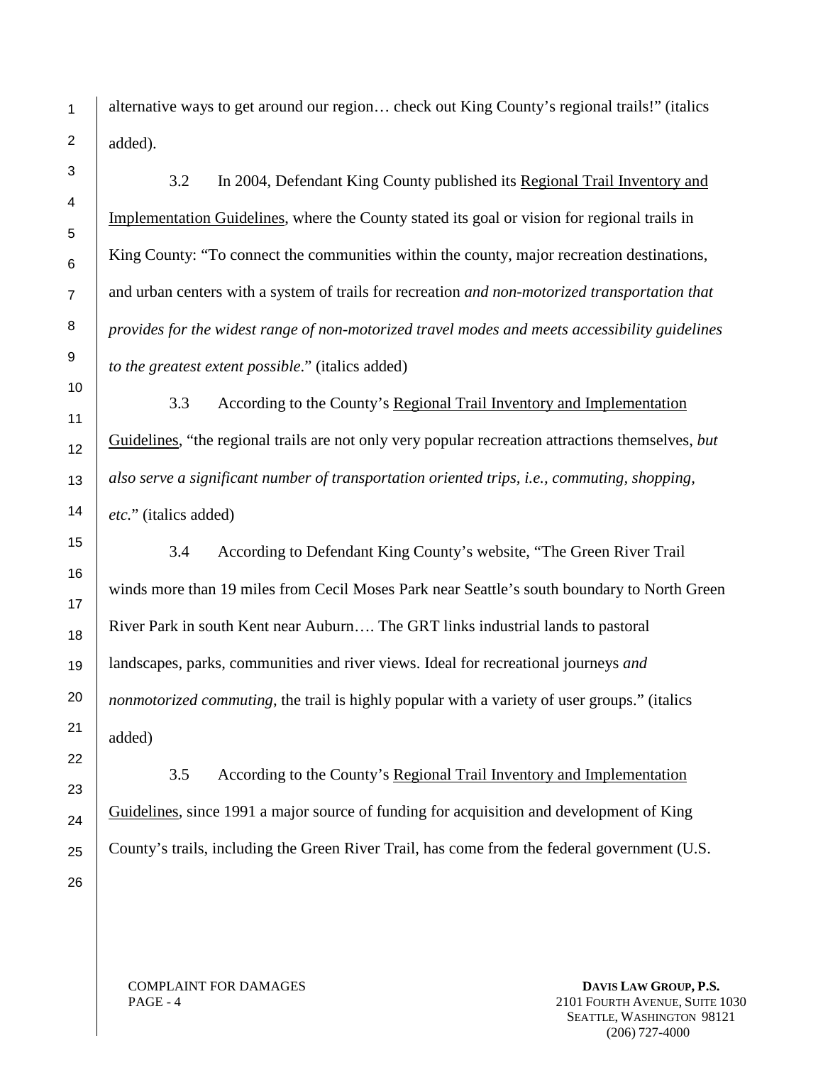alternative ways to get around our region… check out King County's regional trails!" (italics added).

3.2 In 2004, Defendant King County published its Regional Trail Inventory and Implementation Guidelines, where the County stated its goal or vision for regional trails in King County: "To connect the communities within the county, major recreation destinations, and urban centers with a system of trails for recreation *and non-motorized transportation that provides for the widest range of non-motorized travel modes and meets accessibility guidelines to the greatest extent possible*." (italics added)

3.3 According to the County's Regional Trail Inventory and Implementation Guidelines, "the regional trails are not only very popular recreation attractions themselves, *but also serve a significant number of transportation oriented trips, i.e., commuting, shopping, etc.*" (italics added)

3.4 According to Defendant King County's website, "The Green River Trail winds more than 19 miles from Cecil Moses Park near Seattle's south boundary to North Green River Park in south Kent near Auburn…. The GRT links industrial lands to pastoral landscapes, parks, communities and river views. Ideal for recreational journeys *and nonmotorized commuting*, the trail is highly popular with a variety of user groups." (italics added)

3.5 According to the County's Regional Trail Inventory and Implementation Guidelines, since 1991 a major source of funding for acquisition and development of King County's trails, including the Green River Trail, has come from the federal government (U.S.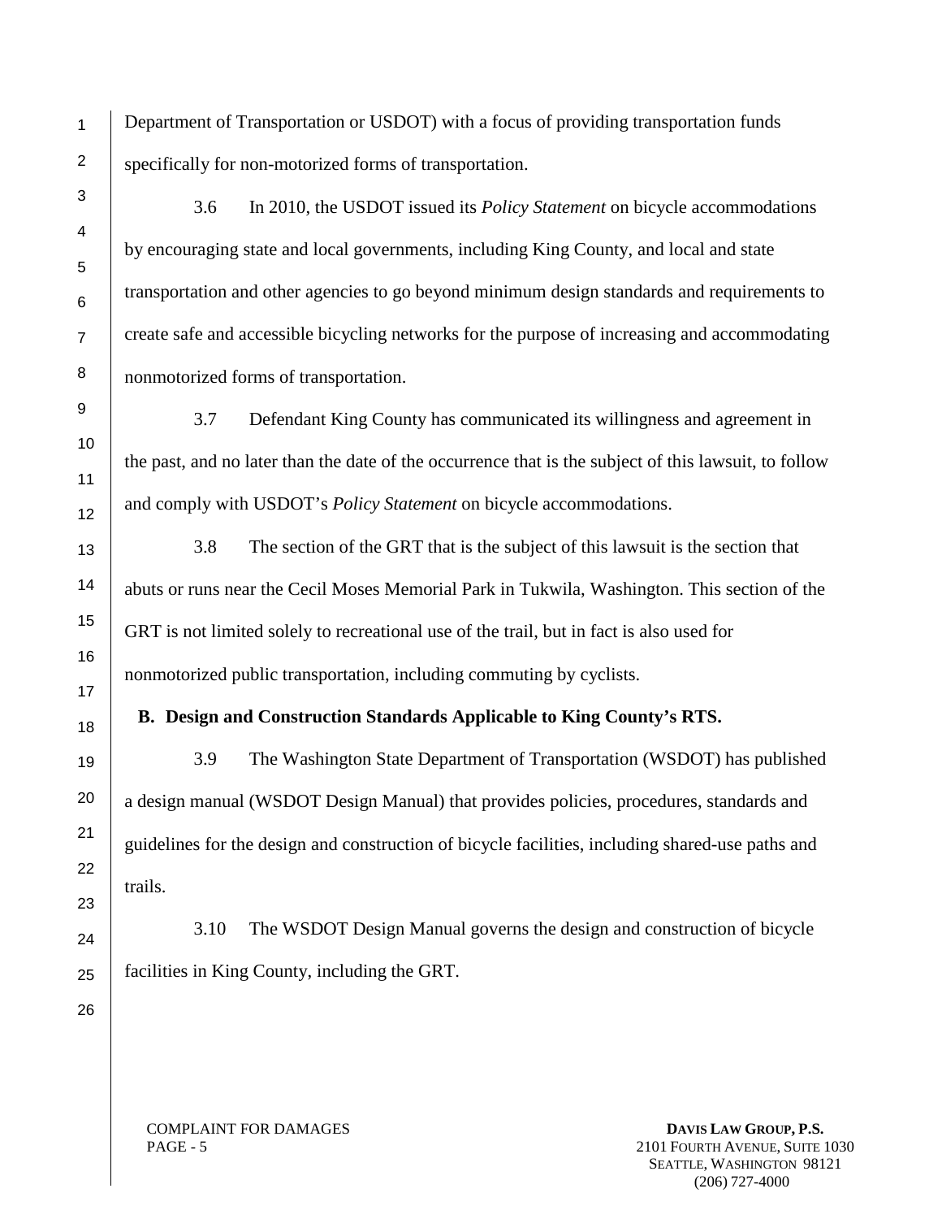Department of Transportation or USDOT) with a focus of providing transportation funds specifically for non-motorized forms of transportation.

3.6 In 2010, the USDOT issued its *Policy Statement* on bicycle accommodations by encouraging state and local governments, including King County, and local and state transportation and other agencies to go beyond minimum design standards and requirements to create safe and accessible bicycling networks for the purpose of increasing and accommodating nonmotorized forms of transportation.

3.7 Defendant King County has communicated its willingness and agreement in the past, and no later than the date of the occurrence that is the subject of this lawsuit, to follow and comply with USDOT's *Policy Statement* on bicycle accommodations.

3.8 The section of the GRT that is the subject of this lawsuit is the section that abuts or runs near the Cecil Moses Memorial Park in Tukwila, Washington. This section of the GRT is not limited solely to recreational use of the trail, but in fact is also used for nonmotorized public transportation, including commuting by cyclists.

**B. Design and Construction Standards Applicable to King County's RTS.**

3.9 The Washington State Department of Transportation (WSDOT) has published a design manual (WSDOT Design Manual) that provides policies, procedures, standards and guidelines for the design and construction of bicycle facilities, including shared-use paths and trails.

3.10 The WSDOT Design Manual governs the design and construction of bicycle facilities in King County, including the GRT.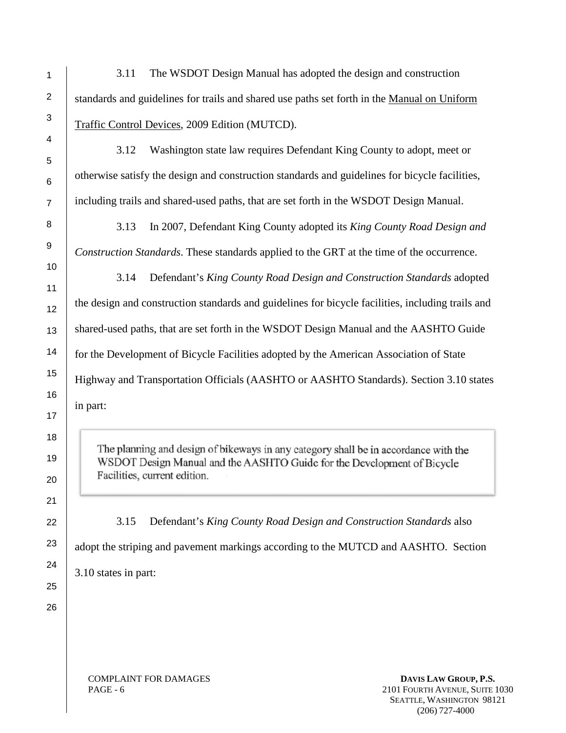3.11 The WSDOT Design Manual has adopted the design and construction standards and guidelines for trails and shared use paths set forth in the Manual on Uniform Traffic Control Devices, 2009 Edition (MUTCD).

3.12 Washington state law requires Defendant King County to adopt, meet or otherwise satisfy the design and construction standards and guidelines for bicycle facilities, including trails and shared-used paths, that are set forth in the WSDOT Design Manual.

3.13 In 2007, Defendant King County adopted its *King County Road Design and Construction Standards*. These standards applied to the GRT at the time of the occurrence.

3.14 Defendant's *King County Road Design and Construction Standards* adopted the design and construction standards and guidelines for bicycle facilities, including trails and shared-used paths, that are set forth in the WSDOT Design Manual and the AASHTO Guide for the Development of Bicycle Facilities adopted by the American Association of State Highway and Transportation Officials (AASHTO or AASHTO Standards). Section 3.10 states in part:

> The planning and design of bikeways in any category shall be in accordance with the WSDOT Design Manual and the AASHTO Guide for the Development of Bicycle Facilities, current edition.

3.15 Defendant's *King County Road Design and Construction Standards* also adopt the striping and pavement markings according to the MUTCD and AASHTO. Section 3.10 states in part: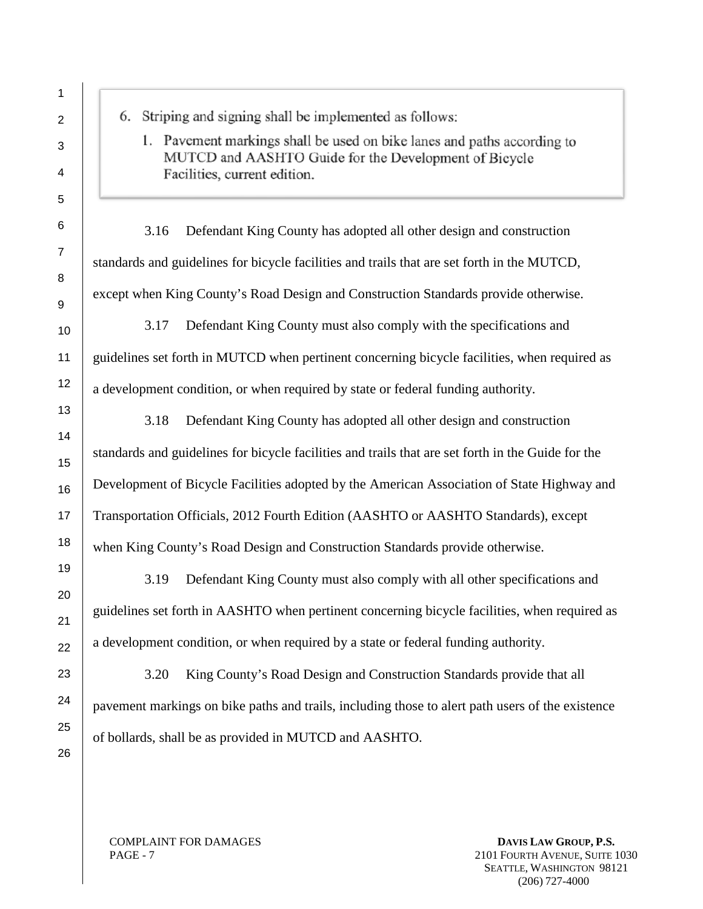> 6. Striping and signing shall be implemented as follows:
>    1. Pavement markings shall be used on bike lanes and paths according to MUTCD and AASHTO Guide for the Development of Bicycle Facilities, current edition.

3.16 Defendant King County has adopted all other design and construction standards and guidelines for bicycle facilities and trails that are set forth in the MUTCD, except when King County's Road Design and Construction Standards provide otherwise.

3.17 Defendant King County must also comply with the specifications and guidelines set forth in MUTCD when pertinent concerning bicycle facilities, when required as a development condition, or when required by state or federal funding authority.

3.18 Defendant King County has adopted all other design and construction standards and guidelines for bicycle facilities and trails that are set forth in the Guide for the Development of Bicycle Facilities adopted by the American Association of State Highway and Transportation Officials, 2012 Fourth Edition (AASHTO or AASHTO Standards), except when King County's Road Design and Construction Standards provide otherwise.

3.19 Defendant King County must also comply with all other specifications and guidelines set forth in AASHTO when pertinent concerning bicycle facilities, when required as a development condition, or when required by a state or federal funding authority.

3.20 King County's Road Design and Construction Standards provide that all pavement markings on bike paths and trails, including those to alert path users of the existence of bollards, shall be as provided in MUTCD and AASHTO.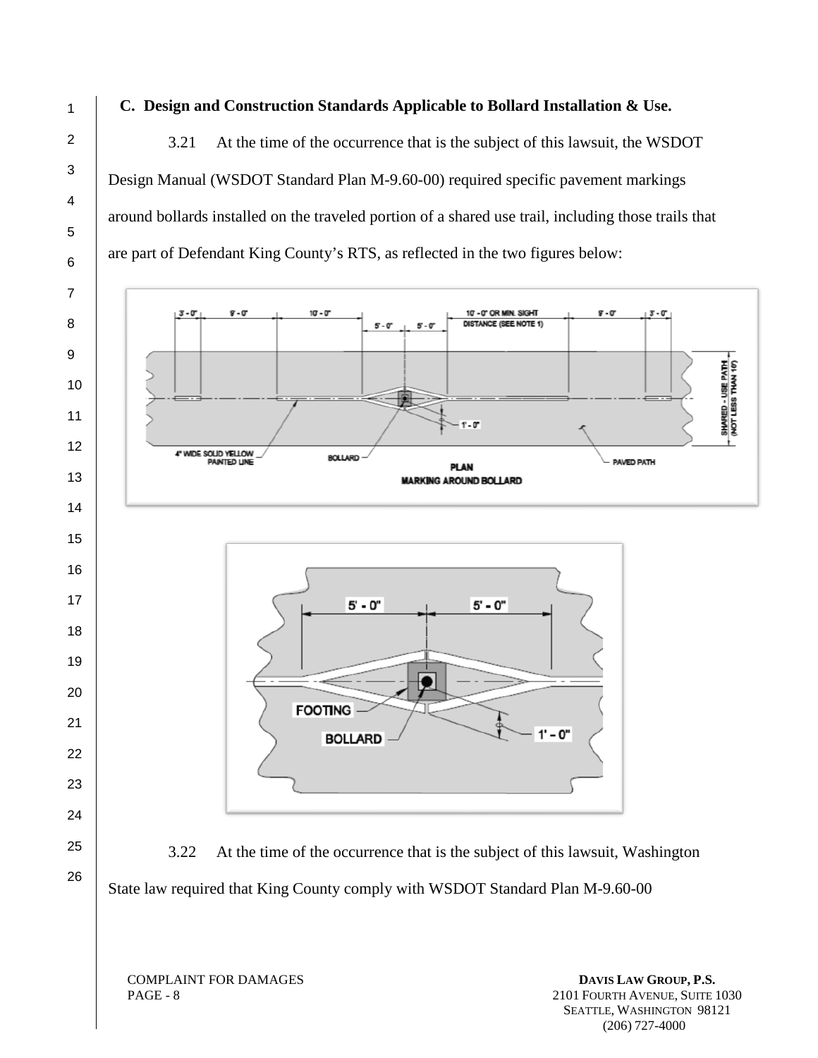**C. Design and Construction Standards Applicable to Bollard Installation & Use.**

3.21 At the time of the occurrence that is the subject of this lawsuit, the WSDOT Design Manual (WSDOT Standard Plan M-9.60-00) required specific pavement markings around bollards installed on the traveled portion of a shared use trail, including those trails that are part of Defendant King County's RTS, as reflected in the two figures below:

3.22 At the time of the occurrence that is the subject of this lawsuit, Washington State law required that King County comply with WSDOT Standard Plan M-9.60-00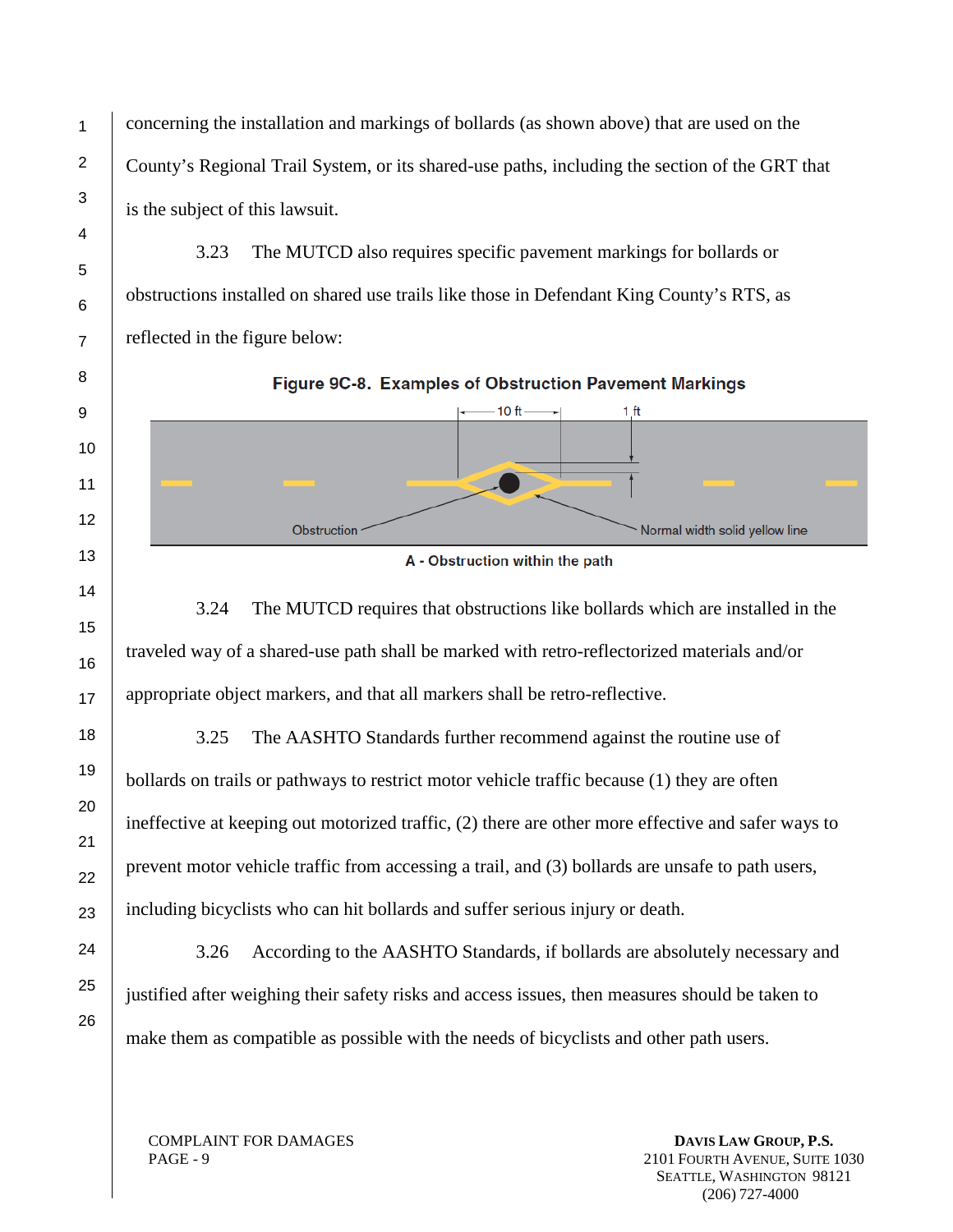concerning the installation and markings of bollards (as shown above) that are used on the County's Regional Trail System, or its shared-use paths, including the section of the GRT that is the subject of this lawsuit.

3.23 The MUTCD also requires specific pavement markings for bollards or obstructions installed on shared use trails like those in Defendant King County's RTS, as reflected in the figure below:

**Figure 9C-8. Examples of Obstruction Pavement Markings**

10 ft 1 ft

Obstruction Normal width solid yellow line

**A - Obstruction within the path**

3.24 The MUTCD requires that obstructions like bollards which are installed in the traveled way of a shared-use path shall be marked with retro-reflectorized materials and/or appropriate object markers, and that all markers shall be retro-reflective.

3.25 The AASHTO Standards further recommend against the routine use of bollards on trails or pathways to restrict motor vehicle traffic because (1) they are often ineffective at keeping out motorized traffic, (2) there are other more effective and safer ways to prevent motor vehicle traffic from accessing a trail, and (3) bollards are unsafe to path users, including bicyclists who can hit bollards and suffer serious injury or death.

3.26 According to the AASHTO Standards, if bollards are absolutely necessary and justified after weighing their safety risks and access issues, then measures should be taken to make them as compatible as possible with the needs of bicyclists and other path users.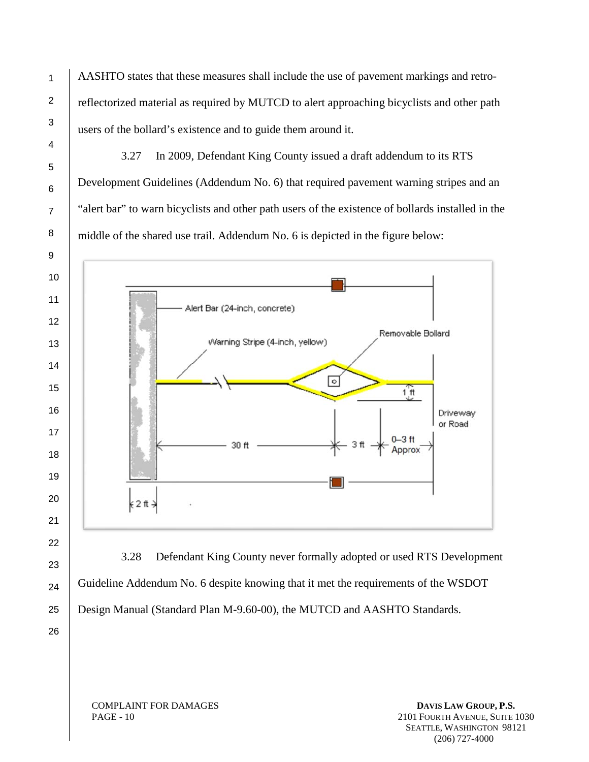AASHTO states that these measures shall include the use of pavement markings and retro-reflectorized material as required by MUTCD to alert approaching bicyclists and other path users of the bollard's existence and to guide them around it.

3.27 In 2009, Defendant King County issued a draft addendum to its RTS Development Guidelines (Addendum No. 6) that required pavement warning stripes and an "alert bar" to warn bicyclists and other path users of the existence of bollards installed in the middle of the shared use trail. Addendum No. 6 is depicted in the figure below:

3.28 Defendant King County never formally adopted or used RTS Development Guideline Addendum No. 6 despite knowing that it met the requirements of the WSDOT Design Manual (Standard Plan M-9.60-00), the MUTCD and AASHTO Standards.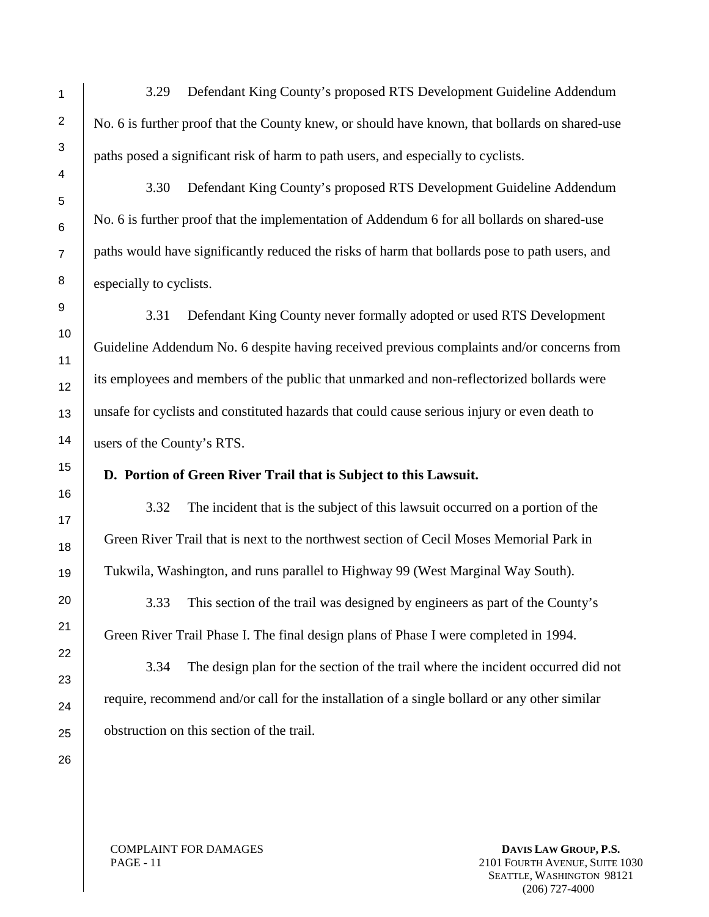3.29 Defendant King County's proposed RTS Development Guideline Addendum No. 6 is further proof that the County knew, or should have known, that bollards on shared-use paths posed a significant risk of harm to path users, and especially to cyclists.

3.30 Defendant King County's proposed RTS Development Guideline Addendum No. 6 is further proof that the implementation of Addendum 6 for all bollards on shared-use paths would have significantly reduced the risks of harm that bollards pose to path users, and especially to cyclists.

3.31 Defendant King County never formally adopted or used RTS Development Guideline Addendum No. 6 despite having received previous complaints and/or concerns from its employees and members of the public that unmarked and non-reflectorized bollards were unsafe for cyclists and constituted hazards that could cause serious injury or even death to users of the County's RTS.

**D. Portion of Green River Trail that is Subject to this Lawsuit.**

3.32 The incident that is the subject of this lawsuit occurred on a portion of the Green River Trail that is next to the northwest section of Cecil Moses Memorial Park in Tukwila, Washington, and runs parallel to Highway 99 (West Marginal Way South).

3.33 This section of the trail was designed by engineers as part of the County's Green River Trail Phase I. The final design plans of Phase I were completed in 1994.

3.34 The design plan for the section of the trail where the incident occurred did not require, recommend and/or call for the installation of a single bollard or any other similar obstruction on this section of the trail.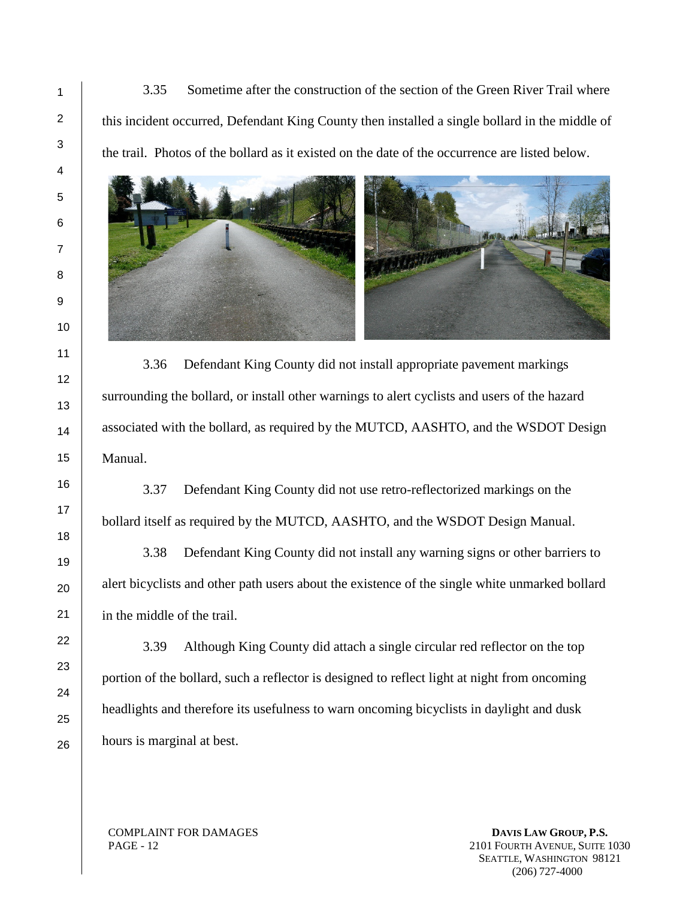3.35 Sometime after the construction of the section of the Green River Trail where this incident occurred, Defendant King County then installed a single bollard in the middle of the trail. Photos of the bollard as it existed on the date of the occurrence are listed below.

3.36 Defendant King County did not install appropriate pavement markings surrounding the bollard, or install other warnings to alert cyclists and users of the hazard associated with the bollard, as required by the MUTCD, AASHTO, and the WSDOT Design Manual.

3.37 Defendant King County did not use retro-reflectorized markings on the bollard itself as required by the MUTCD, AASHTO, and the WSDOT Design Manual.

3.38 Defendant King County did not install any warning signs or other barriers to alert bicyclists and other path users about the existence of the single white unmarked bollard in the middle of the trail.

3.39 Although King County did attach a single circular red reflector on the top portion of the bollard, such a reflector is designed to reflect light at night from oncoming headlights and therefore its usefulness to warn oncoming bicyclists in daylight and dusk hours is marginal at best.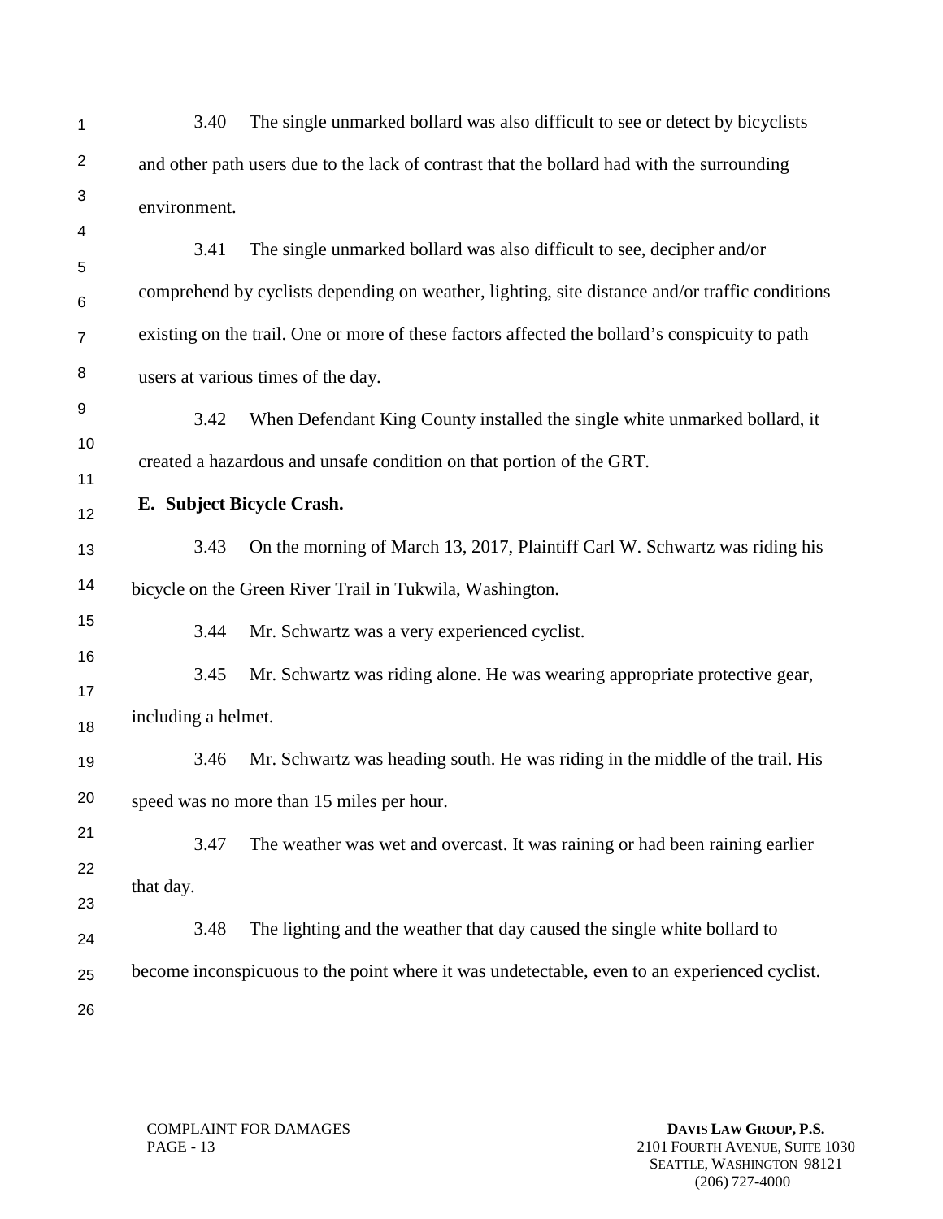3.40 The single unmarked bollard was also difficult to see or detect by bicyclists and other path users due to the lack of contrast that the bollard had with the surrounding environment.

3.41 The single unmarked bollard was also difficult to see, decipher and/or comprehend by cyclists depending on weather, lighting, site distance and/or traffic conditions existing on the trail. One or more of these factors affected the bollard's conspicuity to path users at various times of the day.

3.42 When Defendant King County installed the single white unmarked bollard, it created a hazardous and unsafe condition on that portion of the GRT.

**E. Subject Bicycle Crash.**

3.43 On the morning of March 13, 2017, Plaintiff Carl W. Schwartz was riding his bicycle on the Green River Trail in Tukwila, Washington.

3.44 Mr. Schwartz was a very experienced cyclist.

3.45 Mr. Schwartz was riding alone. He was wearing appropriate protective gear, including a helmet.

3.46 Mr. Schwartz was heading south. He was riding in the middle of the trail. His speed was no more than 15 miles per hour.

3.47 The weather was wet and overcast. It was raining or had been raining earlier that day.

3.48 The lighting and the weather that day caused the single white bollard to become inconspicuous to the point where it was undetectable, even to an experienced cyclist.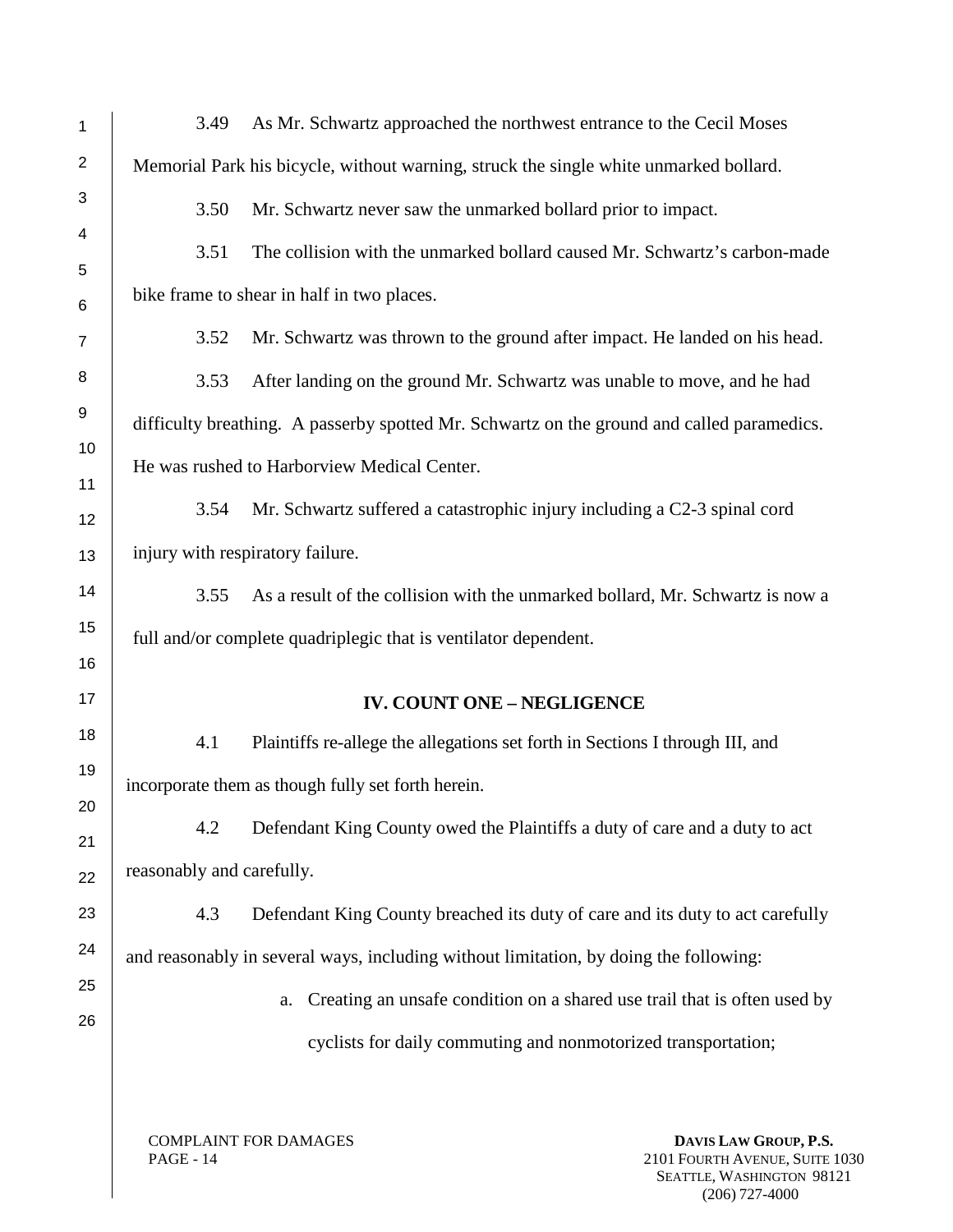3.49 As Mr. Schwartz approached the northwest entrance to the Cecil Moses Memorial Park his bicycle, without warning, struck the single white unmarked bollard.

3.50 Mr. Schwartz never saw the unmarked bollard prior to impact.

3.51 The collision with the unmarked bollard caused Mr. Schwartz's carbon-made bike frame to shear in half in two places.

3.52 Mr. Schwartz was thrown to the ground after impact. He landed on his head.

3.53 After landing on the ground Mr. Schwartz was unable to move, and he had difficulty breathing. A passerby spotted Mr. Schwartz on the ground and called paramedics. He was rushed to Harborview Medical Center.

3.54 Mr. Schwartz suffered a catastrophic injury including a C2-3 spinal cord injury with respiratory failure.

3.55 As a result of the collision with the unmarked bollard, Mr. Schwartz is now a full and/or complete quadriplegic that is ventilator dependent.

## IV. COUNT ONE – NEGLIGENCE

4.1 Plaintiffs re-allege the allegations set forth in Sections I through III, and incorporate them as though fully set forth herein.

4.2 Defendant King County owed the Plaintiffs a duty of care and a duty to act reasonably and carefully.

4.3 Defendant King County breached its duty of care and its duty to act carefully and reasonably in several ways, including without limitation, by doing the following:

a. Creating an unsafe condition on a shared use trail that is often used by cyclists for daily commuting and nonmotorized transportation;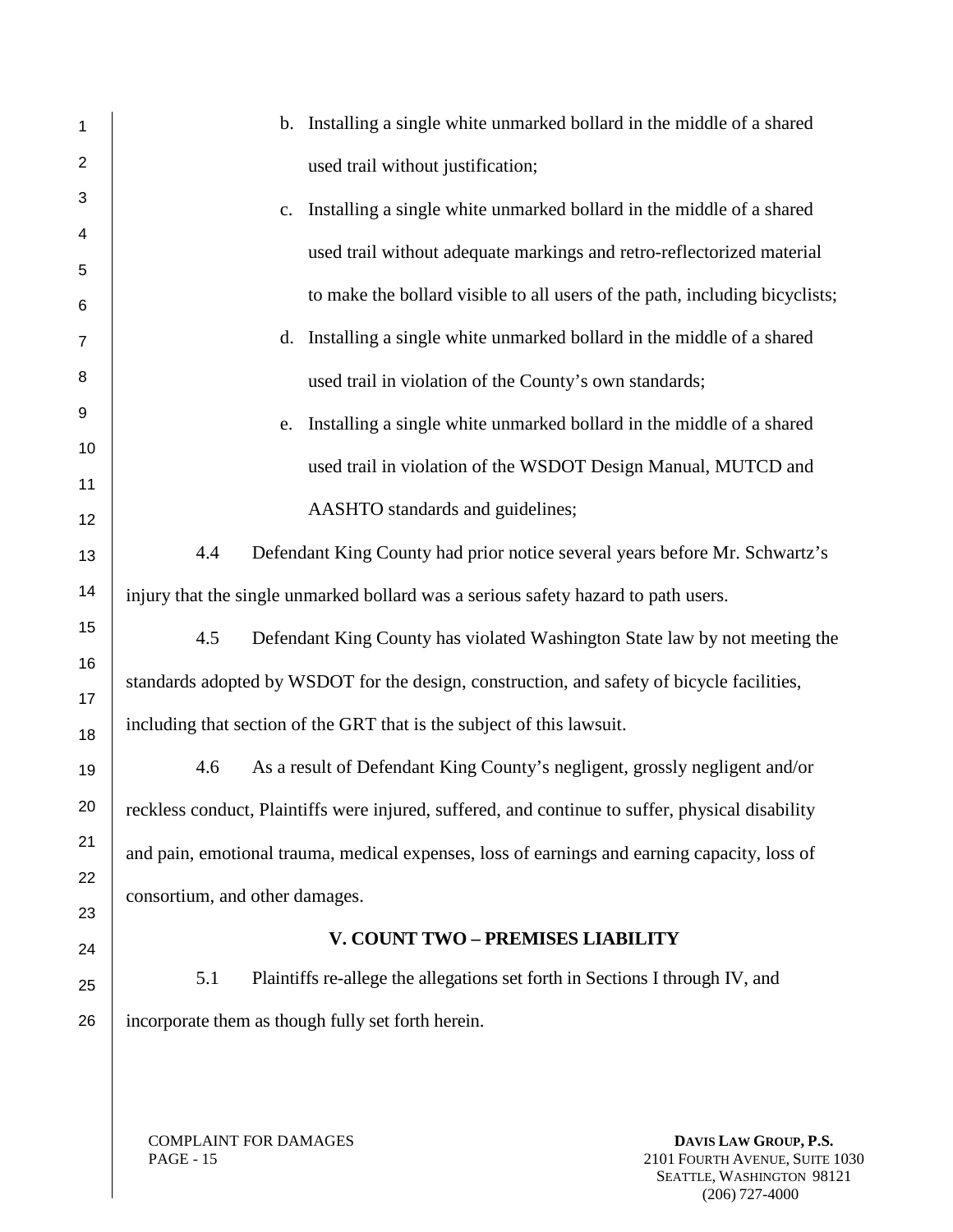b. Installing a single white unmarked bollard in the middle of a shared used trail without justification;

c. Installing a single white unmarked bollard in the middle of a shared used trail without adequate markings and retro-reflectorized material to make the bollard visible to all users of the path, including bicyclists;

d. Installing a single white unmarked bollard in the middle of a shared used trail in violation of the County's own standards;

e. Installing a single white unmarked bollard in the middle of a shared used trail in violation of the WSDOT Design Manual, MUTCD and AASHTO standards and guidelines;

4.4 Defendant King County had prior notice several years before Mr. Schwartz's injury that the single unmarked bollard was a serious safety hazard to path users.

4.5 Defendant King County has violated Washington State law by not meeting the standards adopted by WSDOT for the design, construction, and safety of bicycle facilities, including that section of the GRT that is the subject of this lawsuit.

4.6 As a result of Defendant King County's negligent, grossly negligent and/or reckless conduct, Plaintiffs were injured, suffered, and continue to suffer, physical disability and pain, emotional trauma, medical expenses, loss of earnings and earning capacity, loss of consortium, and other damages.

## V. COUNT TWO – PREMISES LIABILITY

5.1 Plaintiffs re-allege the allegations set forth in Sections I through IV, and incorporate them as though fully set forth herein.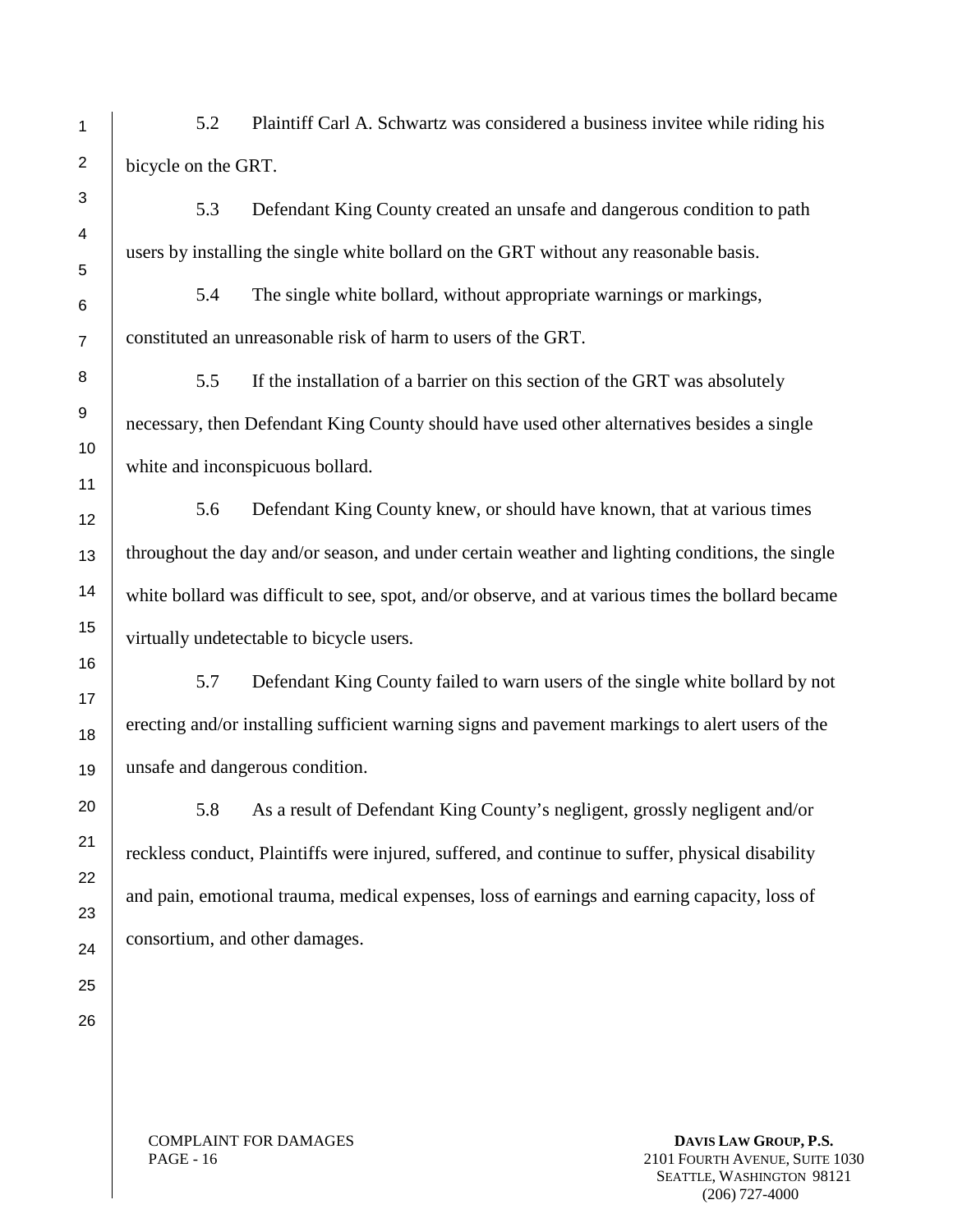5.2 Plaintiff Carl A. Schwartz was considered a business invitee while riding his bicycle on the GRT.

5.3 Defendant King County created an unsafe and dangerous condition to path users by installing the single white bollard on the GRT without any reasonable basis.

5.4 The single white bollard, without appropriate warnings or markings, constituted an unreasonable risk of harm to users of the GRT.

5.5 If the installation of a barrier on this section of the GRT was absolutely necessary, then Defendant King County should have used other alternatives besides a single white and inconspicuous bollard.

5.6 Defendant King County knew, or should have known, that at various times throughout the day and/or season, and under certain weather and lighting conditions, the single white bollard was difficult to see, spot, and/or observe, and at various times the bollard became virtually undetectable to bicycle users.

5.7 Defendant King County failed to warn users of the single white bollard by not erecting and/or installing sufficient warning signs and pavement markings to alert users of the unsafe and dangerous condition.

5.8 As a result of Defendant King County's negligent, grossly negligent and/or reckless conduct, Plaintiffs were injured, suffered, and continue to suffer, physical disability and pain, emotional trauma, medical expenses, loss of earnings and earning capacity, loss of consortium, and other damages.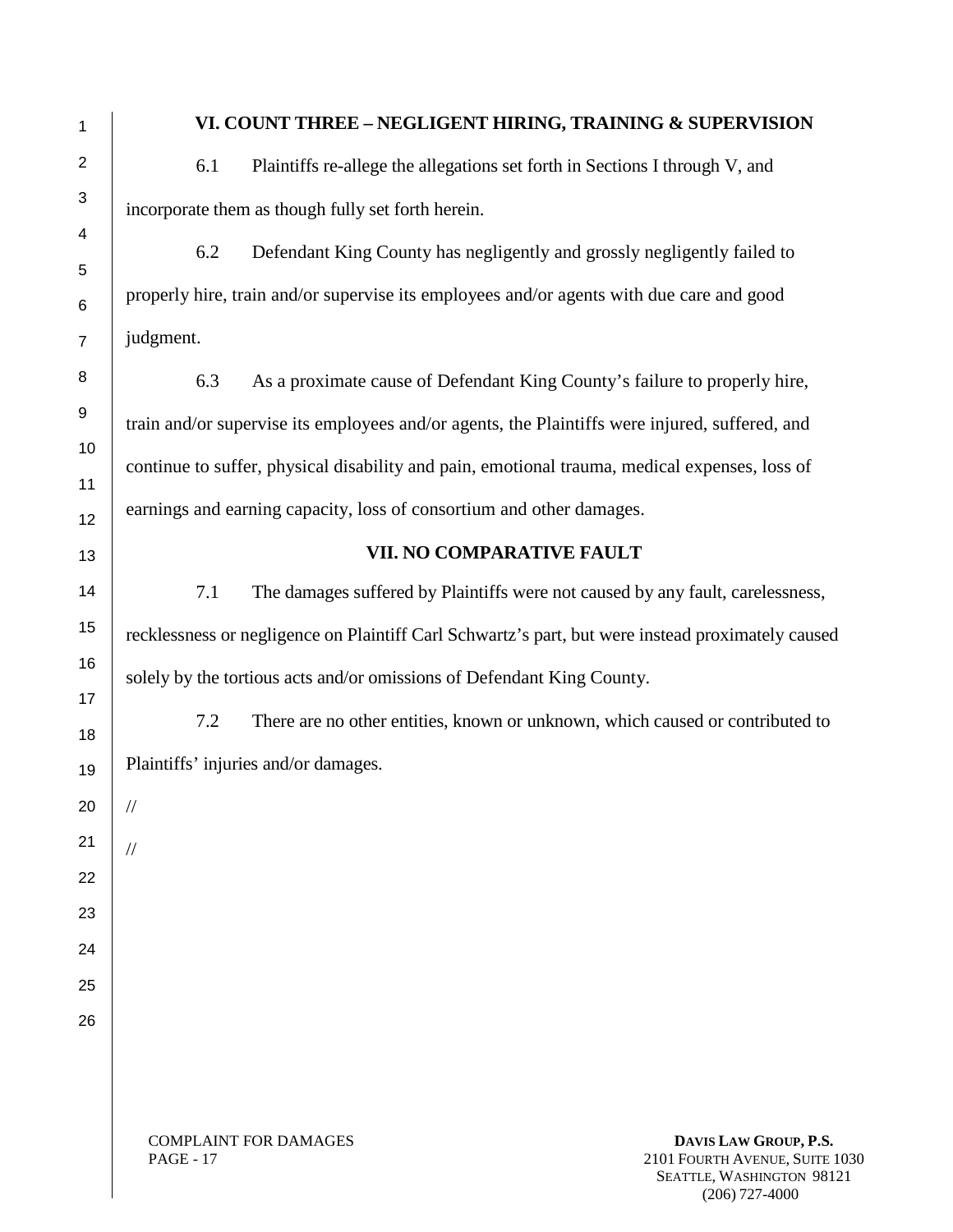## VI. COUNT THREE – NEGLIGENT HIRING, TRAINING & SUPERVISION

6.1 Plaintiffs re-allege the allegations set forth in Sections I through V, and incorporate them as though fully set forth herein.

6.2 Defendant King County has negligently and grossly negligently failed to properly hire, train and/or supervise its employees and/or agents with due care and good judgment.

6.3 As a proximate cause of Defendant King County's failure to properly hire, train and/or supervise its employees and/or agents, the Plaintiffs were injured, suffered, and continue to suffer, physical disability and pain, emotional trauma, medical expenses, loss of earnings and earning capacity, loss of consortium and other damages.

## VII. NO COMPARATIVE FAULT

7.1 The damages suffered by Plaintiffs were not caused by any fault, carelessness, recklessness or negligence on Plaintiff Carl Schwartz's part, but were instead proximately caused solely by the tortious acts and/or omissions of Defendant King County.

7.2 There are no other entities, known or unknown, which caused or contributed to Plaintiffs' injuries and/or damages.

//

//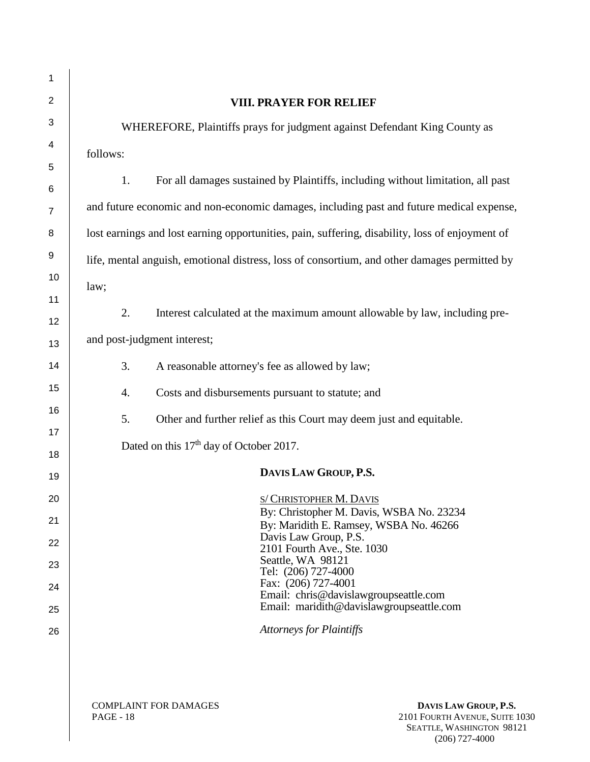## VIII. PRAYER FOR RELIEF

WHEREFORE, Plaintiffs prays for judgment against Defendant King County as follows:

1. For all damages sustained by Plaintiffs, including without limitation, all past and future economic and non-economic damages, including past and future medical expense, lost earnings and lost earning opportunities, pain, suffering, disability, loss of enjoyment of life, mental anguish, emotional distress, loss of consortium, and other damages permitted by law;

2. Interest calculated at the maximum amount allowable by law, including pre- and post-judgment interest;

3. A reasonable attorney's fee as allowed by law;

4. Costs and disbursements pursuant to statute; and

5. Other and further relief as this Court may deem just and equitable.

Dated on this 17th day of October 2017.

**DAVIS LAW GROUP, P.S.**

S/ CHRISTOPHER M. DAVIS
By: Christopher M. Davis, WSBA No. 23234
By: Maridith E. Ramsey, WSBA No. 46266
Davis Law Group, P.S.
2101 Fourth Ave., Ste. 1030
Seattle, WA 98121
Tel: (206) 727-4000
Fax: (206) 727-4001
Email: chris@davislawgroupseattle.com
Email: maridith@davislawgroupseattle.com

*Attorneys for Plaintiffs*